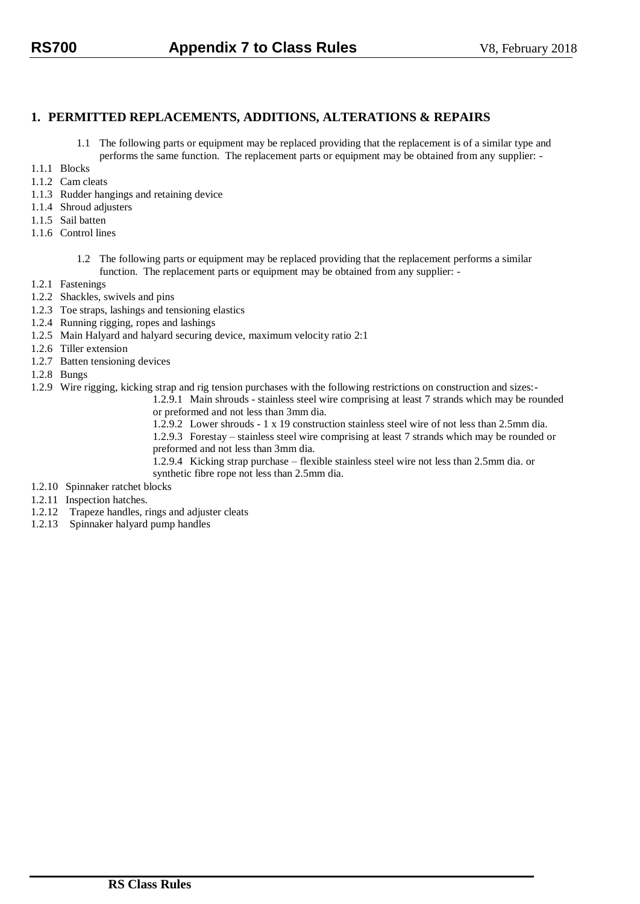## 1. PERMITTED REPLACEMENTS, ADDITIONS, ALTERATIONS & REPAIRS

1.1 The following parts or equipment may be replaced providing that the replacement is of a similar type and performs the same function. The replacement parts or equipment may be obtained from any supplier: -

1.1.1 Blocks
1.1.2 Cam cleats
1.1.3 Rudder hangings and retaining device
1.1.4 Shroud adjusters
1.1.5 Sail batten
1.1.6 Control lines

1.2 The following parts or equipment may be replaced providing that the replacement performs a similar function. The replacement parts or equipment may be obtained from any supplier: -

1.2.1 Fastenings
1.2.2 Shackles, swivels and pins
1.2.3 Toe straps, lashings and tensioning elastics
1.2.4 Running rigging, ropes and lashings
1.2.5 Main Halyard and halyard securing device, maximum velocity ratio 2:1
1.2.6 Tiller extension
1.2.7 Batten tensioning devices
1.2.8 Bungs
1.2.9 Wire rigging, kicking strap and rig tension purchases with the following restrictions on construction and sizes:-

1.2.9.1 Main shrouds - stainless steel wire comprising at least 7 strands which may be rounded or preformed and not less than 3mm dia.
1.2.9.2 Lower shrouds - 1 x 19 construction stainless steel wire of not less than 2.5mm dia.
1.2.9.3 Forestay – stainless steel wire comprising at least 7 strands which may be rounded or preformed and not less than 3mm dia.
1.2.9.4 Kicking strap purchase – flexible stainless steel wire not less than 2.5mm dia. or synthetic fibre rope not less than 2.5mm dia.

1.2.10 Spinnaker ratchet blocks
1.2.11 Inspection hatches.
1.2.12 Trapeze handles, rings and adjuster cleats
1.2.13 Spinnaker halyard pump handles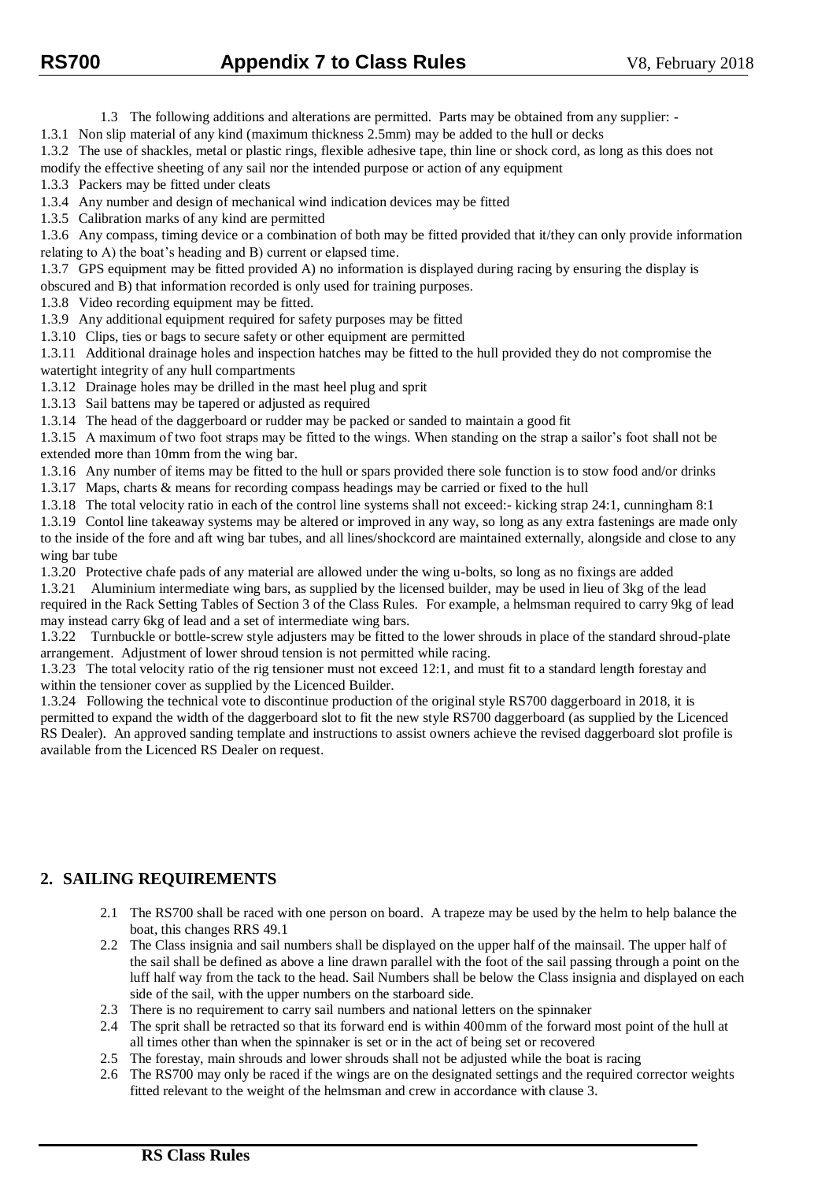1.3 The following additions and alterations are permitted. Parts may be obtained from any supplier: -

1.3.1 Non slip material of any kind (maximum thickness 2.5mm) may be added to the hull or decks

1.3.2 The use of shackles, metal or plastic rings, flexible adhesive tape, thin line or shock cord, as long as this does not modify the effective sheeting of any sail nor the intended purpose or action of any equipment

1.3.3 Packers may be fitted under cleats

1.3.4 Any number and design of mechanical wind indication devices may be fitted

1.3.5 Calibration marks of any kind are permitted

1.3.6 Any compass, timing device or a combination of both may be fitted provided that it/they can only provide information relating to A) the boat's heading and B) current or elapsed time.

1.3.7 GPS equipment may be fitted provided A) no information is displayed during racing by ensuring the display is obscured and B) that information recorded is only used for training purposes.

1.3.8 Video recording equipment may be fitted.

1.3.9 Any additional equipment required for safety purposes may be fitted

1.3.10 Clips, ties or bags to secure safety or other equipment are permitted

1.3.11 Additional drainage holes and inspection hatches may be fitted to the hull provided they do not compromise the watertight integrity of any hull compartments

1.3.12 Drainage holes may be drilled in the mast heel plug and sprit

1.3.13 Sail battens may be tapered or adjusted as required

1.3.14 The head of the daggerboard or rudder may be packed or sanded to maintain a good fit

1.3.15 A maximum of two foot straps may be fitted to the wings. When standing on the strap a sailor's foot shall not be extended more than 10mm from the wing bar.

1.3.16 Any number of items may be fitted to the hull or spars provided there sole function is to stow food and/or drinks

1.3.17 Maps, charts & means for recording compass headings may be carried or fixed to the hull

1.3.18 The total velocity ratio in each of the control line systems shall not exceed:- kicking strap 24:1, cunningham 8:1

1.3.19 Contol line takeaway systems may be altered or improved in any way, so long as any extra fastenings are made only to the inside of the fore and aft wing bar tubes, and all lines/shockcord are maintained externally, alongside and close to any wing bar tube

1.3.20 Protective chafe pads of any material are allowed under the wing u-bolts, so long as no fixings are added

1.3.21 Aluminium intermediate wing bars, as supplied by the licensed builder, may be used in lieu of 3kg of the lead required in the Rack Setting Tables of Section 3 of the Class Rules. For example, a helmsman required to carry 9kg of lead may instead carry 6kg of lead and a set of intermediate wing bars.

1.3.22 Turnbuckle or bottle-screw style adjusters may be fitted to the lower shrouds in place of the standard shroud-plate arrangement. Adjustment of lower shroud tension is not permitted while racing.

1.3.23 The total velocity ratio of the rig tensioner must not exceed 12:1, and must fit to a standard length forestay and within the tensioner cover as supplied by the Licenced Builder.

1.3.24 Following the technical vote to discontinue production of the original style RS700 daggerboard in 2018, it is permitted to expand the width of the daggerboard slot to fit the new style RS700 daggerboard (as supplied by the Licenced RS Dealer). An approved sanding template and instructions to assist owners achieve the revised daggerboard slot profile is available from the Licenced RS Dealer on request.

## 2. SAILING REQUIREMENTS

2.1 The RS700 shall be raced with one person on board. A trapeze may be used by the helm to help balance the boat, this changes RRS 49.1

2.2 The Class insignia and sail numbers shall be displayed on the upper half of the mainsail. The upper half of the sail shall be defined as above a line drawn parallel with the foot of the sail passing through a point on the luff half way from the tack to the head. Sail Numbers shall be below the Class insignia and displayed on each side of the sail, with the upper numbers on the starboard side.

2.3 There is no requirement to carry sail numbers and national letters on the spinnaker

2.4 The sprit shall be retracted so that its forward end is within 400mm of the forward most point of the hull at all times other than when the spinnaker is set or in the act of being set or recovered

2.5 The forestay, main shrouds and lower shrouds shall not be adjusted while the boat is racing

2.6 The RS700 may only be raced if the wings are on the designated settings and the required corrector weights fitted relevant to the weight of the helmsman and crew in accordance with clause 3.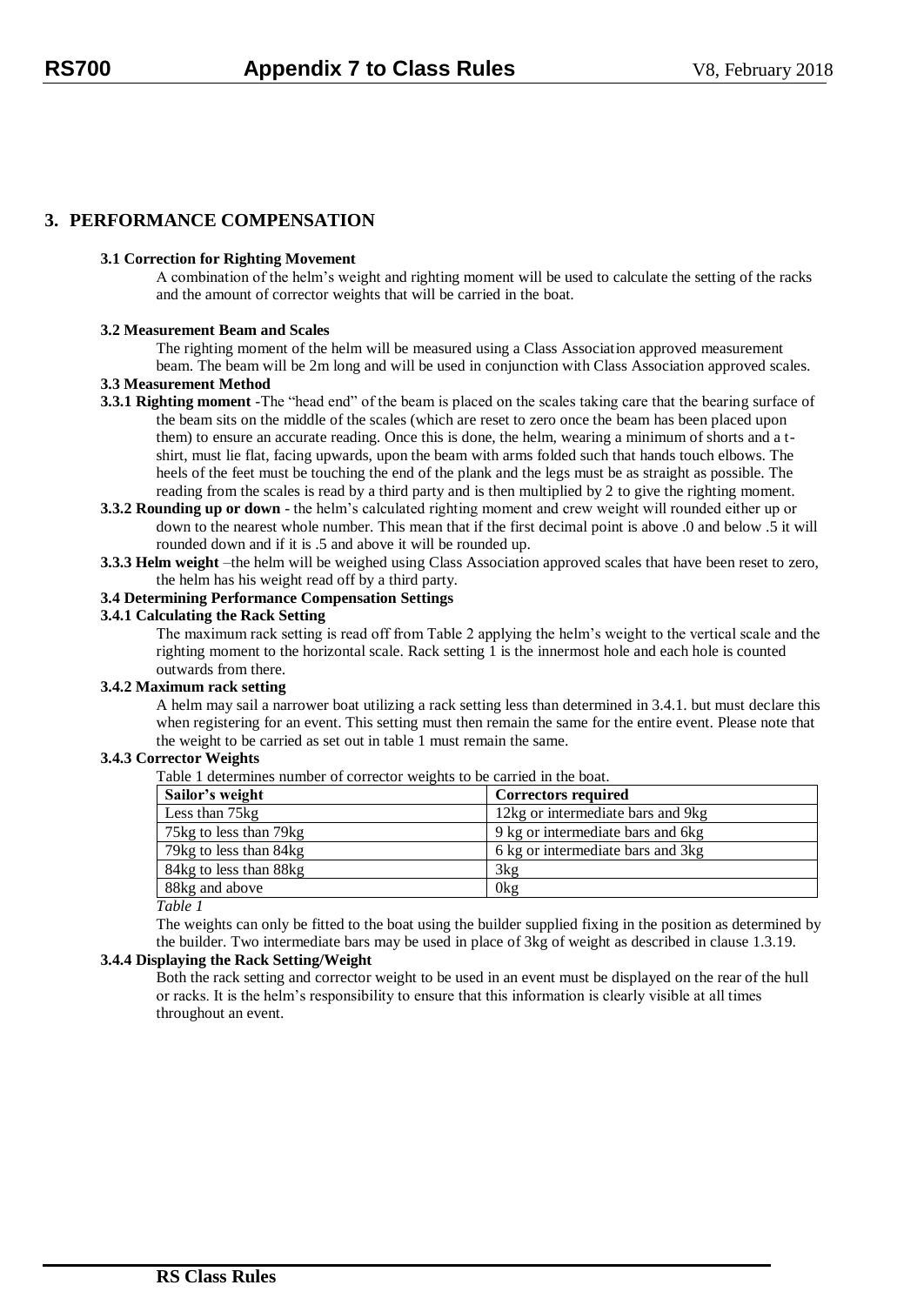## 3. PERFORMANCE COMPENSATION

**3.1 Correction for Righting Movement**

A combination of the helm's weight and righting moment will be used to calculate the setting of the racks and the amount of corrector weights that will be carried in the boat.

**3.2 Measurement Beam and Scales**

The righting moment of the helm will be measured using a Class Association approved measurement beam. The beam will be 2m long and will be used in conjunction with Class Association approved scales.

**3.3 Measurement Method**

**3.3.1 Righting moment** -The "head end" of the beam is placed on the scales taking care that the bearing surface of the beam sits on the middle of the scales (which are reset to zero once the beam has been placed upon them) to ensure an accurate reading. Once this is done, the helm, wearing a minimum of shorts and a t-shirt, must lie flat, facing upwards, upon the beam with arms folded such that hands touch elbows. The heels of the feet must be touching the end of the plank and the legs must be as straight as possible. The reading from the scales is read by a third party and is then multiplied by 2 to give the righting moment.

**3.3.2 Rounding up or down** - the helm's calculated righting moment and crew weight will rounded either up or down to the nearest whole number. This mean that if the first decimal point is above .0 and below .5 it will rounded down and if it is .5 and above it will be rounded up.

**3.3.3 Helm weight** –the helm will be weighed using Class Association approved scales that have been reset to zero, the helm has his weight read off by a third party.

**3.4 Determining Performance Compensation Settings**

**3.4.1 Calculating the Rack Setting**

The maximum rack setting is read off from Table 2 applying the helm's weight to the vertical scale and the righting moment to the horizontal scale. Rack setting 1 is the innermost hole and each hole is counted outwards from there.

**3.4.2 Maximum rack setting**

A helm may sail a narrower boat utilizing a rack setting less than determined in 3.4.1. but must declare this when registering for an event. This setting must then remain the same for the entire event. Please note that the weight to be carried as set out in table 1 must remain the same.

**3.4.3 Corrector Weights**

Table 1 determines number of corrector weights to be carried in the boat.

| Sailor's weight | Correctors required |
|---|---|
| Less than 75kg | 12kg or intermediate bars and 9kg |
| 75kg to less than 79kg | 9 kg or intermediate bars and 6kg |
| 79kg to less than 84kg | 6 kg or intermediate bars and 3kg |
| 84kg to less than 88kg | 3kg |
| 88kg and above | 0kg |

*Table 1*

The weights can only be fitted to the boat using the builder supplied fixing in the position as determined by the builder. Two intermediate bars may be used in place of 3kg of weight as described in clause 1.3.19.

**3.4.4 Displaying the Rack Setting/Weight**

Both the rack setting and corrector weight to be used in an event must be displayed on the rear of the hull or racks. It is the helm's responsibility to ensure that this information is clearly visible at all times throughout an event.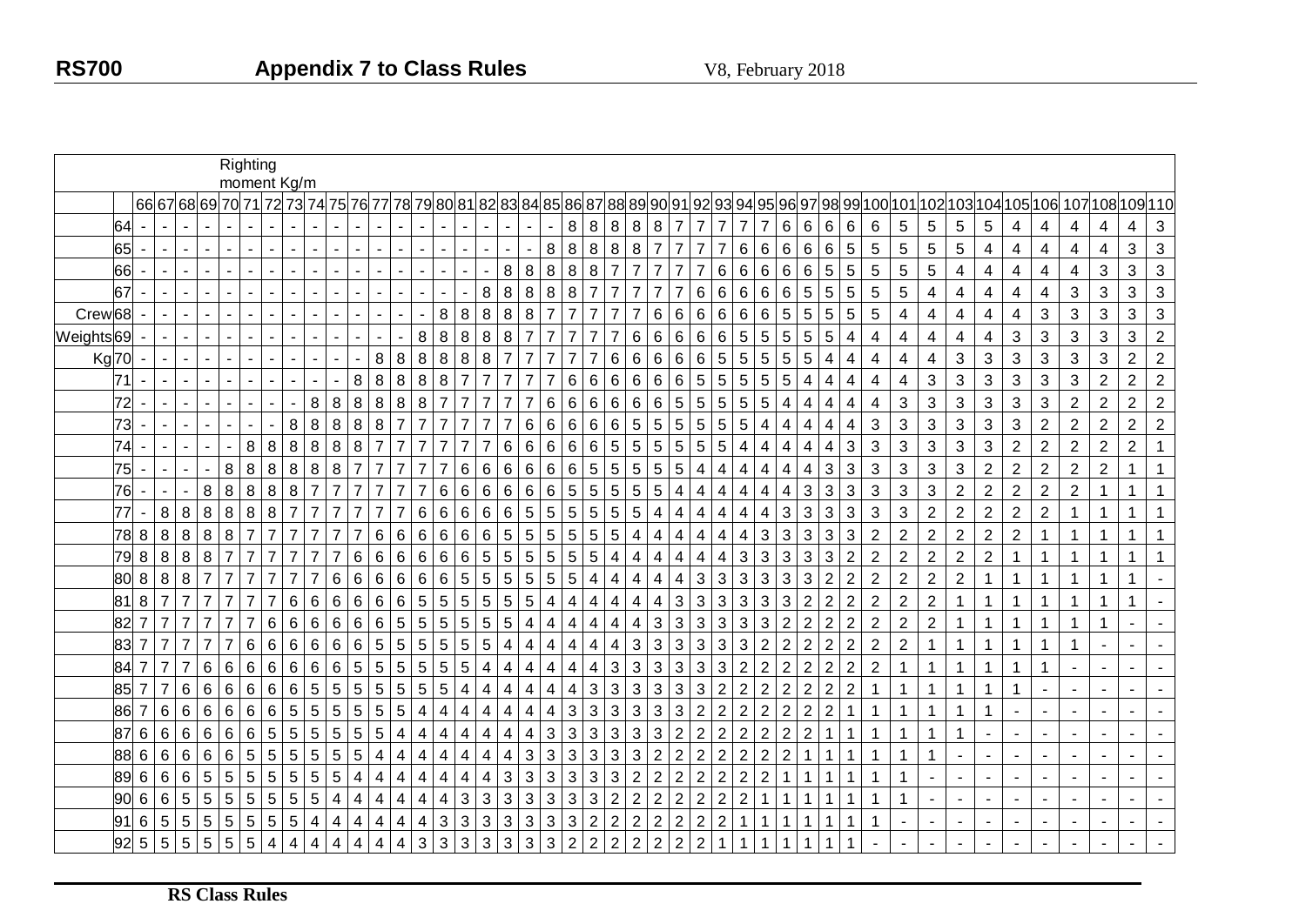| | | Righting moment Kg/m | | | | | | | | | | | | | | | | | | | | | | | | | | | | | | | | | | | | | | | | | | |
|---|---|---|---|---|---|---|---|---|---|---|---|---|---|---|---|---|---|---|---|---|---|---|---|---|---|---|---|---|---|---|---|---|---|---|---|---|---|---|---|---|---|---|---|---|---|---|
| | | 66 | 67 | 68 | 69 | 70 | 71 | 72 | 73 | 74 | 75 | 76 | 77 | 78 | 79 | 80 | 81 | 82 | 83 | 84 | 85 | 86 | 87 | 88 | 89 | 90 | 91 | 92 | 93 | 94 | 95 | 96 | 97 | 98 | 99 | 100 | 101 | 102 | 103 | 104 | 105 | 106 | 107 | 108 | 109 | 110 |
| | 64 | - | - | - | - | - | - | - | - | - | - | - | - | - | - | - | - | - | - | - | - | 8 | 8 | 8 | 8 | 8 | 7 | 7 | 7 | 7 | 7 | 6 | 6 | 6 | 6 | 6 | 5 | 5 | 5 | 5 | 4 | 4 | 4 | 4 | 4 | 3 |
| | 65 | - | - | - | - | - | - | - | - | - | - | - | - | - | - | - | - | - | - | - | 8 | 8 | 8 | 8 | 8 | 8 | 7 | 7 | 7 | 7 | 6 | 6 | 6 | 6 | 6 | 5 | 5 | 5 | 5 | 4 | 4 | 4 | 4 | 4 | 3 | 3 |
| | 66 | - | - | - | - | - | - | - | - | - | - | - | - | - | - | - | - | - | 8 | 8 | 8 | 8 | 8 | 8 | 7 | 7 | 7 | 7 | 7 | 6 | 6 | 6 | 6 | 6 | 5 | 5 | 5 | 5 | 4 | 4 | 4 | 4 | 4 | 3 | 3 | 3 |
| | 67 | - | - | - | - | - | - | - | - | - | - | - | - | - | - | - | - | 8 | 8 | 8 | 8 | 8 | 7 | 7 | 7 | 7 | 7 | 6 | 6 | 6 | 6 | 6 | 6 | 5 | 5 | 5 | 5 | 4 | 4 | 4 | 4 | 4 | 3 | 3 | 3 | 3 |
| Crew | 68 | - | - | - | - | - | - | - | - | - | - | - | - | - | - | 8 | 8 | 8 | 8 | 8 | 7 | 7 | 7 | 7 | 7 | 6 | 6 | 6 | 6 | 6 | 6 | 5 | 5 | 5 | 5 | 5 | 4 | 4 | 4 | 4 | 4 | 3 | 3 | 3 | 3 | 3 |
| Weights | 69 | - | - | - | - | - | - | - | - | - | - | - | - | - | 8 | 8 | 8 | 8 | 8 | 7 | 7 | 7 | 7 | 7 | 6 | 6 | 6 | 6 | 6 | 5 | 5 | 5 | 5 | 5 | 4 | 4 | 4 | 4 | 4 | 4 | 3 | 3 | 3 | 3 | 3 | 2 |
| Kg | 70 | - | - | - | - | - | - | - | - | - | - | - | 8 | 8 | 8 | 8 | 8 | 8 | 7 | 7 | 7 | 7 | 7 | 6 | 6 | 6 | 6 | 6 | 5 | 5 | 5 | 5 | 5 | 4 | 4 | 4 | 4 | 4 | 3 | 3 | 3 | 3 | 3 | 3 | 2 | 2 |
| | 71 | - | - | - | - | - | - | - | - | - | - | 8 | 8 | 8 | 8 | 8 | 8 | 7 | 7 | 7 | 7 | 7 | 6 | 6 | 6 | 6 | 6 | 5 | 5 | 5 | 5 | 5 | 4 | 4 | 4 | 4 | 4 | 3 | 3 | 3 | 3 | 3 | 3 | 2 | 2 | 2 |
| | 72 | - | - | - | - | - | - | - | - | 8 | 8 | 8 | 8 | 8 | 8 | 7 | 7 | 7 | 7 | 7 | 7 | 6 | 6 | 6 | 6 | 6 | 5 | 5 | 5 | 5 | 5 | 4 | 4 | 4 | 4 | 4 | 3 | 3 | 3 | 3 | 3 | 3 | 2 | 2 | 2 | 2 |
| | 73 | - | - | - | - | - | - | - | 8 | 8 | 8 | 8 | 8 | 8 | 7 | 7 | 7 | 7 | 7 | 7 | 6 | 6 | 6 | 6 | 6 | 5 | 5 | 5 | 5 | 5 | 4 | 4 | 4 | 4 | 4 | 3 | 3 | 3 | 3 | 3 | 3 | 2 | 2 | 2 | 2 | 2 |
| | 74 | - | - | - | - | - | 8 | 8 | 8 | 8 | 8 | 8 | 8 | 7 | 7 | 7 | 7 | 7 | 7 | 6 | 6 | 6 | 6 | 6 | 5 | 5 | 5 | 5 | 5 | 4 | 4 | 4 | 4 | 4 | 3 | 3 | 3 | 3 | 3 | 3 | 2 | 2 | 2 | 2 | 2 | 1 |
| | 75 | - | - | - | - | 8 | 8 | 8 | 8 | 8 | 8 | 7 | 7 | 7 | 7 | 7 | 7 | 6 | 6 | 6 | 6 | 6 | 6 | 5 | 5 | 5 | 5 | 5 | 4 | 4 | 4 | 4 | 4 | 3 | 3 | 3 | 3 | 3 | 3 | 2 | 2 | 2 | 2 | 2 | 1 | 1 |
| | 76 | - | - | - | 8 | 8 | 8 | 8 | 8 | 8 | 7 | 7 | 7 | 7 | 7 | 7 | 6 | 6 | 6 | 6 | 6 | 6 | 5 | 5 | 5 | 5 | 5 | 4 | 4 | 4 | 4 | 4 | 3 | 3 | 3 | 3 | 3 | 3 | 2 | 2 | 2 | 2 | 2 | 1 | 1 | 1 |
| | 77 | - | 8 | 8 | 8 | 8 | 8 | 8 | 8 | 7 | 7 | 7 | 7 | 7 | 7 | 6 | 6 | 6 | 6 | 6 | 6 | 5 | 5 | 5 | 5 | 5 | 4 | 4 | 4 | 4 | 4 | 3 | 3 | 3 | 3 | 3 | 3 | 2 | 2 | 2 | 2 | 2 | 1 | 1 | 1 | 1 |
| | 78 | 8 | 8 | 8 | 8 | 8 | 7 | 7 | 7 | 7 | 7 | 7 | 6 | 6 | 6 | 6 | 6 | 6 | 5 | 5 | 5 | 5 | 5 | 5 | 4 | 4 | 4 | 4 | 4 | 3 | 3 | 3 | 3 | 3 | 3 | 2 | 2 | 2 | 2 | 2 | 2 | 1 | 1 | 1 | 1 | 1 |
| | 79 | 8 | 8 | 8 | 8 | 7 | 7 | 7 | 7 | 7 | 7 | 6 | 6 | 6 | 6 | 6 | 6 | 5 | 5 | 5 | 5 | 5 | 5 | 4 | 4 | 4 | 4 | 4 | 3 | 3 | 3 | 3 | 3 | 3 | 2 | 2 | 2 | 2 | 2 | 2 | 1 | 1 | 1 | 1 | 1 | 1 |
| | 80 | 8 | 8 | 8 | 7 | 7 | 7 | 7 | 7 | 7 | 6 | 6 | 6 | 6 | 6 | 6 | 5 | 5 | 5 | 5 | 5 | 5 | 4 | 4 | 4 | 4 | 4 | 3 | 3 | 3 | 3 | 3 | 3 | 2 | 2 | 2 | 2 | 2 | 2 | 1 | 1 | 1 | 1 | 1 | 1 | - |
| | 81 | 8 | 7 | 7 | 7 | 7 | 7 | 7 | 6 | 6 | 6 | 6 | 6 | 6 | 5 | 5 | 5 | 5 | 5 | 5 | 4 | 4 | 4 | 4 | 4 | 4 | 3 | 3 | 3 | 3 | 3 | 3 | 2 | 2 | 2 | 2 | 2 | 2 | 1 | 1 | 1 | 1 | 1 | 1 | 1 | - |
| | 82 | 7 | 7 | 7 | 7 | 7 | 7 | 6 | 6 | 6 | 6 | 6 | 6 | 5 | 5 | 5 | 5 | 5 | 5 | 4 | 4 | 4 | 4 | 4 | 4 | 3 | 3 | 3 | 3 | 3 | 3 | 2 | 2 | 2 | 2 | 2 | 2 | 2 | 1 | 1 | 1 | 1 | 1 | 1 | - | - |
| | 83 | 7 | 7 | 7 | 7 | 7 | 6 | 6 | 6 | 6 | 6 | 6 | 5 | 5 | 5 | 5 | 5 | 5 | 4 | 4 | 4 | 4 | 4 | 4 | 3 | 3 | 3 | 3 | 3 | 3 | 2 | 2 | 2 | 2 | 2 | 2 | 2 | 1 | 1 | 1 | 1 | 1 | 1 | - | - | - |
| | 84 | 7 | 7 | 7 | 6 | 6 | 6 | 6 | 6 | 6 | 5 | 5 | 5 | 5 | 5 | 5 | 4 | 4 | 4 | 4 | 4 | 4 | 3 | 3 | 3 | 3 | 3 | 3 | 3 | 2 | 2 | 2 | 2 | 2 | 2 | 2 | 1 | 1 | 1 | 1 | 1 | 1 | - | - | - | - |
| | 85 | 7 | 7 | 6 | 6 | 6 | 6 | 6 | 6 | 5 | 5 | 5 | 5 | 5 | 5 | 4 | 4 | 4 | 4 | 4 | 4 | 3 | 3 | 3 | 3 | 3 | 3 | 3 | 2 | 2 | 2 | 2 | 2 | 2 | 2 | 1 | 1 | 1 | 1 | 1 | 1 | - | - | - | - | - |
| | 86 | 7 | 6 | 6 | 6 | 6 | 6 | 6 | 5 | 5 | 5 | 5 | 5 | 5 | 4 | 4 | 4 | 4 | 4 | 4 | 3 | 3 | 3 | 3 | 3 | 3 | 3 | 2 | 2 | 2 | 2 | 2 | 2 | 2 | 1 | 1 | 1 | 1 | 1 | 1 | - | - | - | - | - | - |
| | 87 | 6 | 6 | 6 | 6 | 6 | 6 | 5 | 5 | 5 | 5 | 5 | 5 | 4 | 4 | 4 | 4 | 4 | 4 | 3 | 3 | 3 | 3 | 3 | 3 | 3 | 2 | 2 | 2 | 2 | 2 | 2 | 2 | 1 | 1 | 1 | 1 | 1 | 1 | - | - | - | - | - | - | - |
| | 88 | 6 | 6 | 6 | 6 | 6 | 5 | 5 | 5 | 5 | 5 | 5 | 4 | 4 | 4 | 4 | 4 | 4 | 3 | 3 | 3 | 3 | 3 | 3 | 3 | 2 | 2 | 2 | 2 | 2 | 2 | 2 | 1 | 1 | 1 | 1 | 1 | 1 | - | - | - | - | - | - | - | - |
| | 89 | 6 | 6 | 6 | 5 | 5 | 5 | 5 | 5 | 5 | 5 | 4 | 4 | 4 | 4 | 4 | 4 | 3 | 3 | 3 | 3 | 3 | 3 | 3 | 2 | 2 | 2 | 2 | 2 | 2 | 2 | 1 | 1 | 1 | 1 | 1 | 1 | - | - | - | - | - | - | - | - | - |
| | 90 | 6 | 6 | 5 | 5 | 5 | 5 | 5 | 5 | 5 | 4 | 4 | 4 | 4 | 4 | 4 | 3 | 3 | 3 | 3 | 3 | 3 | 3 | 2 | 2 | 2 | 2 | 2 | 2 | 2 | 1 | 1 | 1 | 1 | 1 | 1 | 1 | - | - | - | - | - | - | - | - | - |
| | 91 | 6 | 5 | 5 | 5 | 5 | 5 | 5 | 5 | 4 | 4 | 4 | 4 | 4 | 4 | 3 | 3 | 3 | 3 | 3 | 3 | 3 | 2 | 2 | 2 | 2 | 2 | 2 | 2 | 1 | 1 | 1 | 1 | 1 | 1 | 1 | - | - | - | - | - | - | - | - | - | - |
| | 92 | 5 | 5 | 5 | 5 | 5 | 5 | 4 | 4 | 4 | 4 | 4 | 4 | 4 | 3 | 3 | 3 | 3 | 3 | 3 | 3 | 2 | 2 | 2 | 2 | 2 | 2 | 2 | 1 | 1 | 1 | 1 | 1 | 1 | 1 | - | - | - | - | - | - | - | - | - | - | - |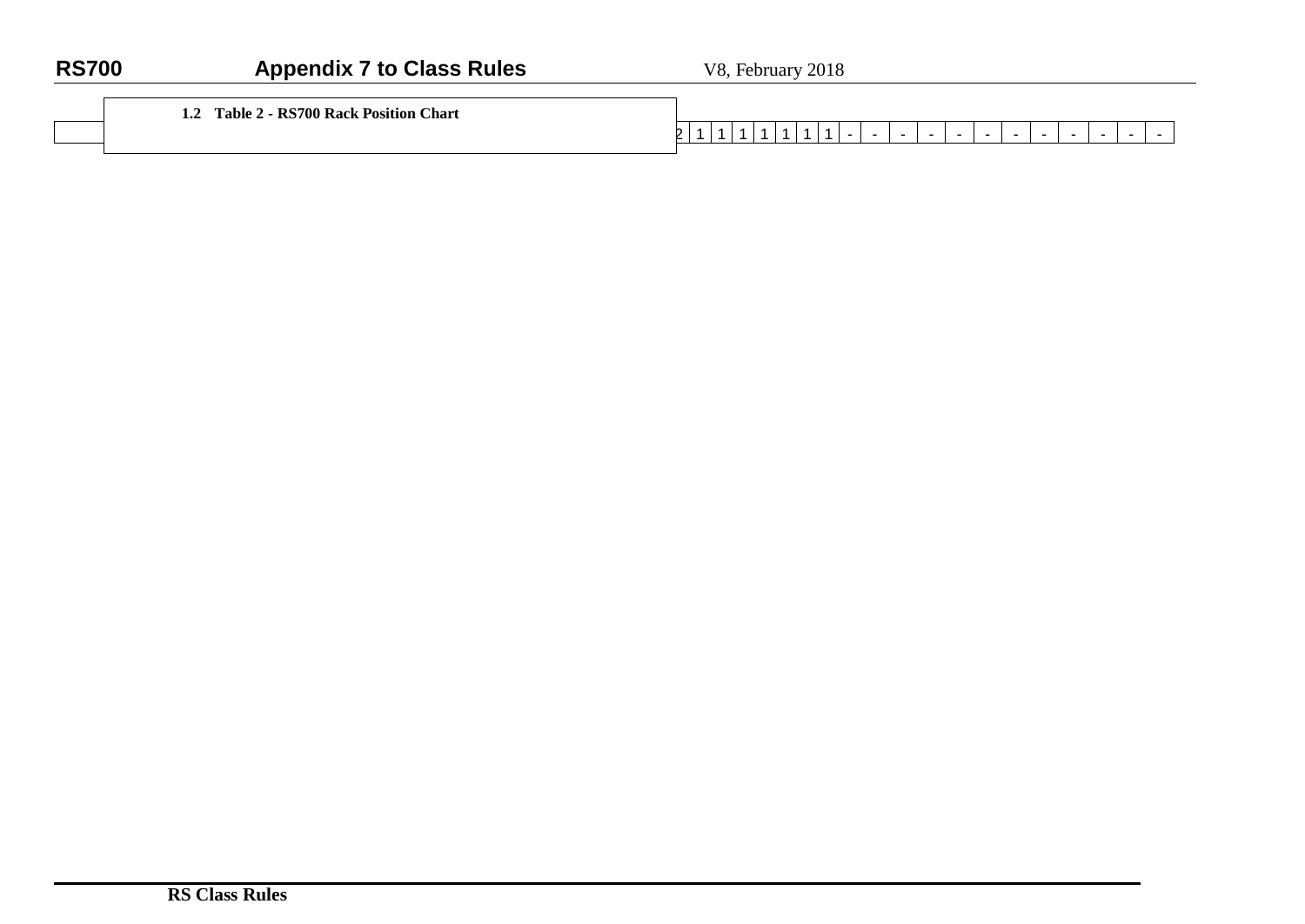**1.2 Table 2 - RS700 Rack Position Chart**

| | | | | | | | | | | | | | | | | | | | | | |
|---|---|---|---|---|---|---|---|---|---|---|---|---|---|---|---|---|---|---|---|---|---|
| 2 | 1 | 1 | 1 | 1 | 1 | 1 | 1 | - | - | - | - | - | - | - | - | - | - | - | - | - | - |